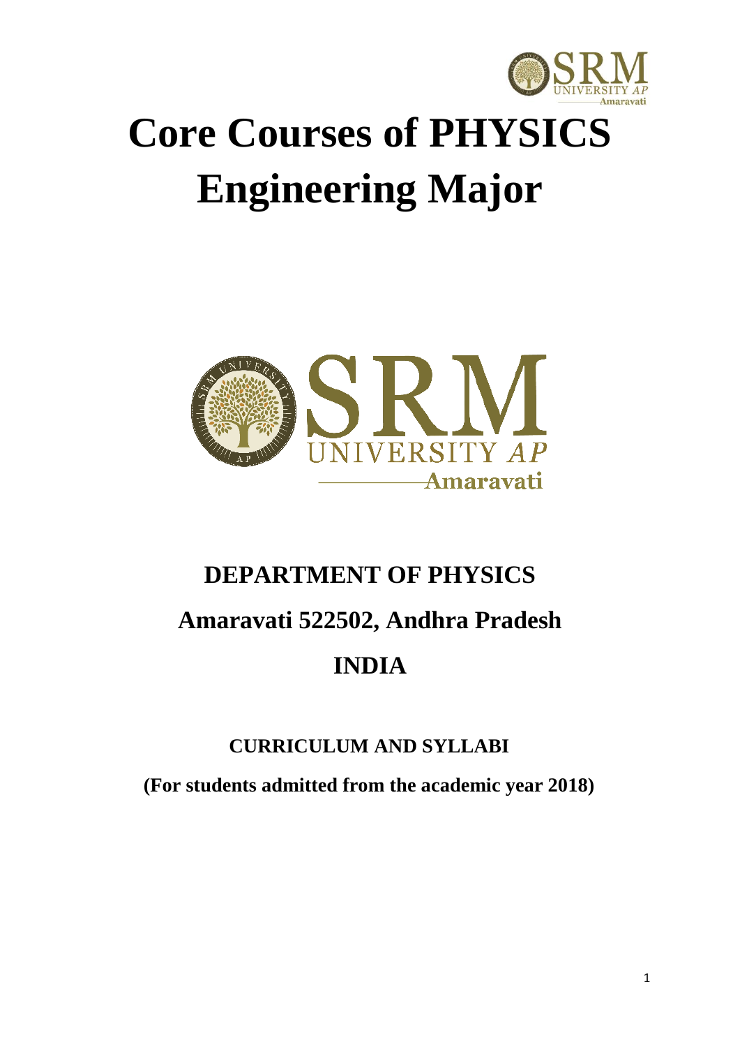# Core Courses of PHYSICS Engineering Major

## DEPARTMENT OF PHYSICS

## Amaravati 522502, Andhra Pradesh

## INDIA

### CURRICULUM AND SYLLABI

**(For students admitted from the academic year 2018)**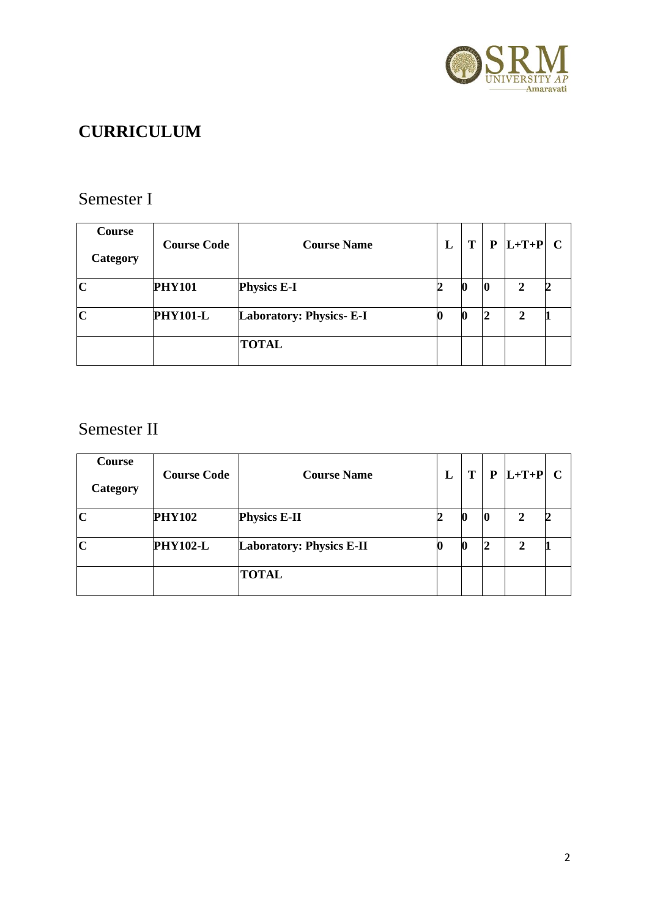# CURRICULUM

## Semester I

| Course Category | Course Code | Course Name | L | T | P | L+T+P | C |
|---|---|---|---|---|---|---|---|
| **C** | **PHY101** | **Physics E-I** | **2** | **0** | **0** | **2** | **2** |
| **C** | **PHY101-L** | **Laboratory: Physics- E-I** | **0** | **0** | **2** | **2** | **1** |
| | | **TOTAL** | | | | | |

## Semester II

| Course Category | Course Code | Course Name | L | T | P | L+T+P | C |
|---|---|---|---|---|---|---|---|
| **C** | **PHY102** | **Physics E-II** | **2** | **0** | **0** | **2** | **2** |
| **C** | **PHY102-L** | **Laboratory: Physics E-II** | **0** | **0** | **2** | **2** | **1** |
| | | **TOTAL** | | | | | |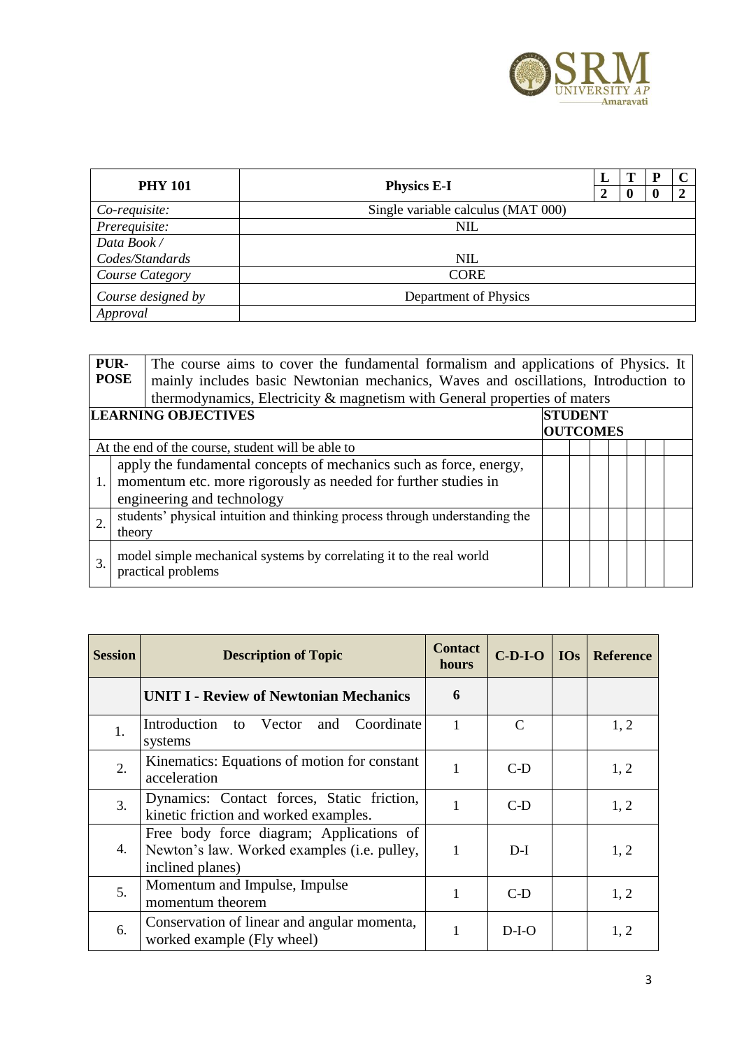| PHY 101 | Physics E-I | L | T | P | C |
|---|---|---|---|---|---|
| | | 2 | 0 | 0 | 2 |
| *Co-requisite:* | Single variable calculus (MAT 000) | | | | |
| *Prerequisite:* | NIL | | | | |
| *Data Book / Codes/Standards* | NIL | | | | |
| *Course Category* | CORE | | | | |
| *Course designed by* | Department of Physics | | | | |
| *Approval* | | | | | |

| **PUR-POSE** | The course aims to cover the fundamental formalism and applications of Physics. It mainly includes basic Newtonian mechanics, Waves and oscillations, Introduction to thermodynamics, Electricity & magnetism with General properties of maters | | | | | | | |
|---|---|---|---|---|---|---|---|---|
| **LEARNING OBJECTIVES** | | **STUDENT OUTCOMES** | | | | | | |
| At the end of the course, student will be able to | | | | | | | | |
| 1. | apply the fundamental concepts of mechanics such as force, energy, momentum etc. more rigorously as needed for further studies in engineering and technology | | | | | | | |
| 2. | students' physical intuition and thinking process through understanding the theory | | | | | | | |
| 3. | model simple mechanical systems by correlating it to the real world practical problems | | | | | | | |

| Session | Description of Topic | Contact hours | C-D-I-O | IOs | Reference |
|---|---|---|---|---|---|
| | **UNIT I - Review of Newtonian Mechanics** | **6** | | | |
| 1. | Introduction to Vector and Coordinate systems | 1 | C | | 1, 2 |
| 2. | Kinematics: Equations of motion for constant acceleration | 1 | C-D | | 1, 2 |
| 3. | Dynamics: Contact forces, Static friction, kinetic friction and worked examples. | 1 | C-D | | 1, 2 |
| 4. | Free body force diagram; Applications of Newton's law. Worked examples (i.e. pulley, inclined planes) | 1 | D-I | | 1, 2 |
| 5. | Momentum and Impulse, Impulse momentum theorem | 1 | C-D | | 1, 2 |
| 6. | Conservation of linear and angular momenta, worked example (Fly wheel) | 1 | D-I-O | | 1, 2 |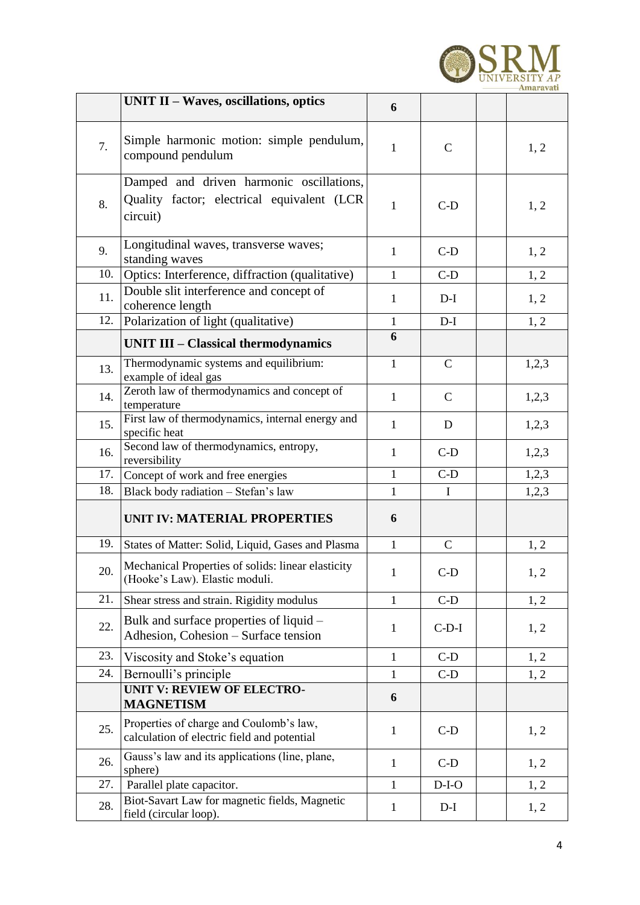|  | UNIT II – Waves, oscillations, optics | 6 |  |  |  |
|---|---|---|---|---|---|
| 7. | Simple harmonic motion: simple pendulum, compound pendulum | 1 | C |  | 1, 2 |
| 8. | Damped and driven harmonic oscillations, Quality factor; electrical equivalent (LCR circuit) | 1 | C-D |  | 1, 2 |
| 9. | Longitudinal waves, transverse waves; standing waves | 1 | C-D |  | 1, 2 |
| 10. | Optics: Interference, diffraction (qualitative) | 1 | C-D |  | 1, 2 |
| 11. | Double slit interference and concept of coherence length | 1 | D-I |  | 1, 2 |
| 12. | Polarization of light (qualitative) | 1 | D-I |  | 1, 2 |
|  | **UNIT III – Classical thermodynamics** | **6** |  |  |  |
| 13. | Thermodynamic systems and equilibrium: example of ideal gas | 1 | C |  | 1,2,3 |
| 14. | Zeroth law of thermodynamics and concept of temperature | 1 | C |  | 1,2,3 |
| 15. | First law of thermodynamics, internal energy and specific heat | 1 | D |  | 1,2,3 |
| 16. | Second law of thermodynamics, entropy, reversibility | 1 | C-D |  | 1,2,3 |
| 17. | Concept of work and free energies | 1 | C-D |  | 1,2,3 |
| 18. | Black body radiation – Stefan's law | 1 | I |  | 1,2,3 |
|  | **UNIT IV: MATERIAL PROPERTIES** | **6** |  |  |  |
| 19. | States of Matter: Solid, Liquid, Gases and Plasma | 1 | C |  | 1, 2 |
| 20. | Mechanical Properties of solids: linear elasticity (Hooke's Law). Elastic moduli. | 1 | C-D |  | 1, 2 |
| 21. | Shear stress and strain. Rigidity modulus | 1 | C-D |  | 1, 2 |
| 22. | Bulk and surface properties of liquid – Adhesion, Cohesion – Surface tension | 1 | C-D-I |  | 1, 2 |
| 23. | Viscosity and Stoke's equation | 1 | C-D |  | 1, 2 |
| 24. | Bernoulli's principle | 1 | C-D |  | 1, 2 |
|  | **UNIT V: REVIEW OF ELECTRO-MAGNETISM** | **6** |  |  |  |
| 25. | Properties of charge and Coulomb's law, calculation of electric field and potential | 1 | C-D |  | 1, 2 |
| 26. | Gauss's law and its applications (line, plane, sphere) | 1 | C-D |  | 1, 2 |
| 27. | Parallel plate capacitor. | 1 | D-I-O |  | 1, 2 |
| 28. | Biot-Savart Law for magnetic fields, Magnetic field (circular loop). | 1 | D-I |  | 1, 2 |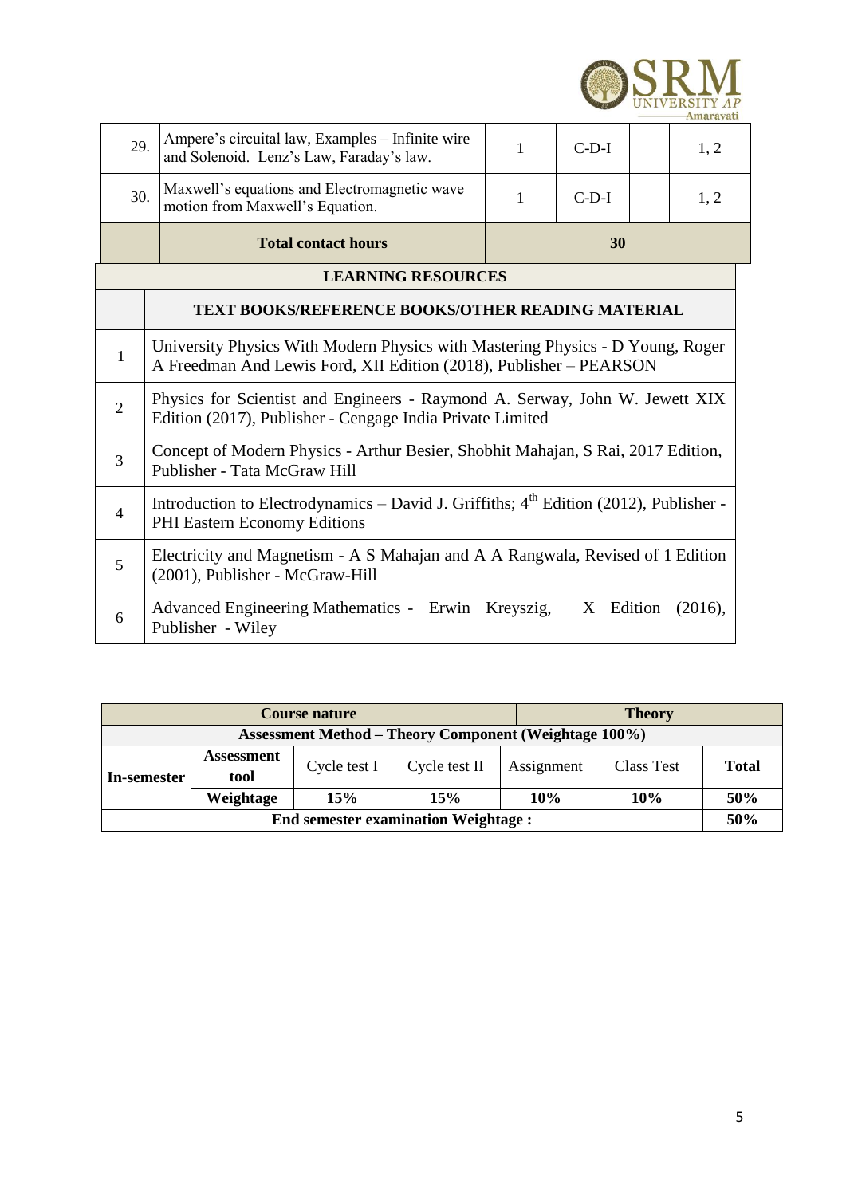| | | | | | |
|---|---|---|---|---|---|
| 29. | Ampere's circuital law, Examples – Infinite wire and Solenoid. Lenz's Law, Faraday's law. | 1 | C-D-I | | 1, 2 |
| 30. | Maxwell's equations and Electromagnetic wave motion from Maxwell's Equation. | 1 | C-D-I | | 1, 2 |
| | **Total contact hours** | **30** | | | |

| **LEARNING RESOURCES** | |
|---|---|
| | **TEXT BOOKS/REFERENCE BOOKS/OTHER READING MATERIAL** |
| 1 | University Physics With Modern Physics with Mastering Physics - D Young, Roger A Freedman And Lewis Ford, XII Edition (2018), Publisher – PEARSON |
| 2 | Physics for Scientist and Engineers - Raymond A. Serway, John W. Jewett XIX Edition (2017), Publisher - Cengage India Private Limited |
| 3 | Concept of Modern Physics - Arthur Besier, Shobhit Mahajan, S Rai, 2017 Edition, Publisher - Tata McGraw Hill |
| 4 | Introduction to Electrodynamics – David J. Griffiths; 4th Edition (2012), Publisher - PHI Eastern Economy Editions |
| 5 | Electricity and Magnetism - A S Mahajan and A A Rangwala, Revised of 1 Edition (2001), Publisher - McGraw-Hill |
| 6 | Advanced Engineering Mathematics - Erwin Kreyszig, X Edition (2016), Publisher - Wiley |

| **Course nature** | | | | **Theory** | | |
|---|---|---|---|---|---|---|
| **Assessment Method – Theory Component (Weightage 100%)** | | | | | | |
| **In-semester** | **Assessment tool** | Cycle test I | Cycle test II | Assignment | Class Test | **Total** |
| | **Weightage** | **15%** | **15%** | **10%** | **10%** | **50%** |
| **End semester examination Weightage :** | | | | | | **50%** |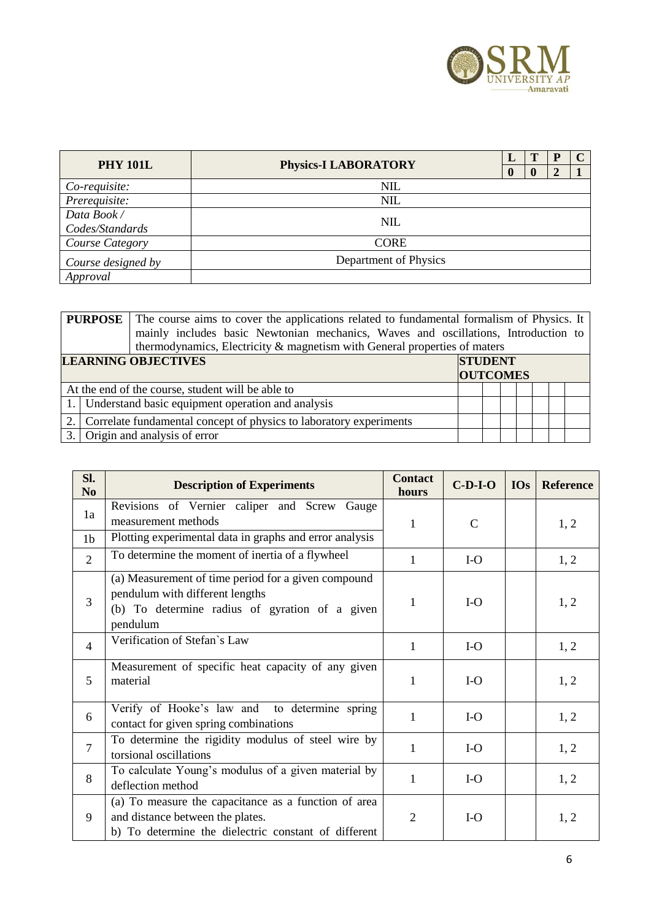| PHY 101L | Physics-I LABORATORY | L | T | P | C |
|---|---|---|---|---|---|
| | | 0 | 0 | 2 | 1 |
| *Co-requisite:* | NIL | | | | |
| *Prerequisite:* | NIL | | | | |
| *Data Book / Codes/Standards* | NIL | | | | |
| *Course Category* | CORE | | | | |
| *Course designed by* | Department of Physics | | | | |
| *Approval* | | | | | |

| **PURPOSE** | The course aims to cover the applications related to fundamental formalism of Physics. It mainly includes basic Newtonian mechanics, Waves and oscillations, Introduction to thermodynamics, Electricity & magnetism with General properties of maters | | | | | | | |
|---|---|---|---|---|---|---|---|---|
| **LEARNING OBJECTIVES** | | **STUDENT OUTCOMES** | | | | | | |
| At the end of the course, student will be able to | | | | | | | | |
| 1. | Understand basic equipment operation and analysis | | | | | | | |
| 2. | Correlate fundamental concept of physics to laboratory experiments | | | | | | | |
| 3. | Origin and analysis of error | | | | | | | |

| Sl. No | Description of Experiments | Contact hours | C-D-I-O | IOs | Reference |
|---|---|---|---|---|---|
| 1a | Revisions of Vernier caliper and Screw Gauge measurement methods | 1 | C | | 1, 2 |
| 1b | Plotting experimental data in graphs and error analysis | | | | |
| 2 | To determine the moment of inertia of a flywheel | 1 | I-O | | 1, 2 |
| 3 | (a) Measurement of time period for a given compound pendulum with different lengths<br>(b) To determine radius of gyration of a given pendulum | 1 | I-O | | 1, 2 |
| 4 | Verification of Stefan`s Law | 1 | I-O | | 1, 2 |
| 5 | Measurement of specific heat capacity of any given material | 1 | I-O | | 1, 2 |
| 6 | Verify of Hooke's law and to determine spring contact for given spring combinations | 1 | I-O | | 1, 2 |
| 7 | To determine the rigidity modulus of steel wire by torsional oscillations | 1 | I-O | | 1, 2 |
| 8 | To calculate Young's modulus of a given material by deflection method | 1 | I-O | | 1, 2 |
| 9 | (a) To measure the capacitance as a function of area and distance between the plates.<br>b) To determine the dielectric constant of different | 2 | I-O | | 1, 2 |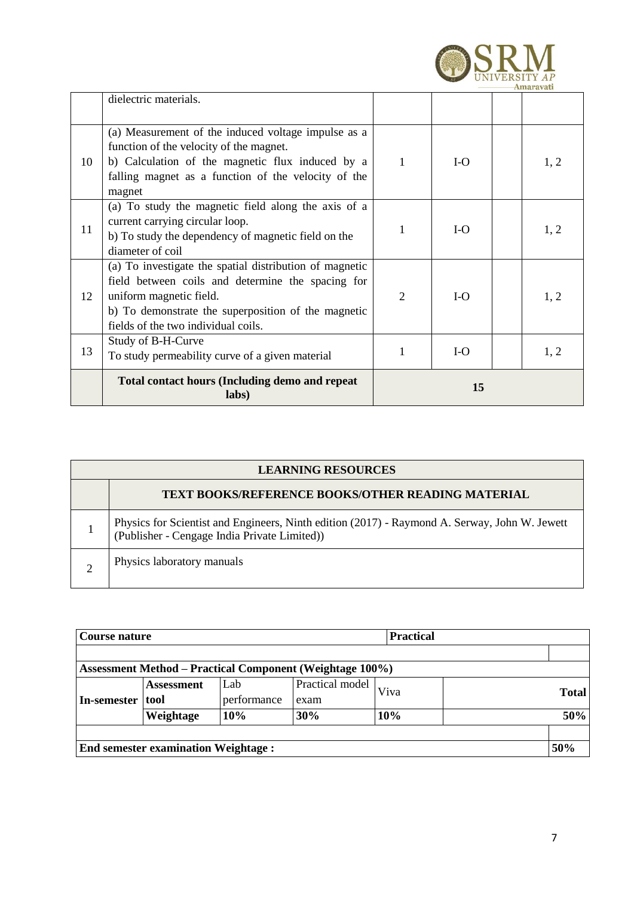| | | | | | |
|---|---|---|---|---|---|
| | dielectric materials. | | | | |
| 10 | (a) Measurement of the induced voltage impulse as a function of the velocity of the magnet.<br>b) Calculation of the magnetic flux induced by a falling magnet as a function of the velocity of the magnet | 1 | I-O | | 1, 2 |
| 11 | (a) To study the magnetic field along the axis of a current carrying circular loop.<br>b) To study the dependency of magnetic field on the diameter of coil | 1 | I-O | | 1, 2 |
| 12 | (a) To investigate the spatial distribution of magnetic field between coils and determine the spacing for uniform magnetic field.<br>b) To demonstrate the superposition of the magnetic fields of the two individual coils. | 2 | I-O | | 1, 2 |
| 13 | Study of B-H-Curve<br>To study permeability curve of a given material | 1 | I-O | | 1, 2 |
| | **Total contact hours (Including demo and repeat labs)** | **15** | | | |

| **LEARNING RESOURCES** | |
|---|---|
| | **TEXT BOOKS/REFERENCE BOOKS/OTHER READING MATERIAL** |
| 1 | Physics for Scientist and Engineers, Ninth edition (2017) - Raymond A. Serway, John W. Jewett (Publisher - Cengage India Private Limited)) |
| 2 | Physics laboratory manuals |

| **Course nature** | | | | **Practical** | | |
|---|---|---|---|---|---|---|
| | | | | | | |
| **Assessment Method – Practical Component (Weightage 100%)** | | | | | | |
| **In-semester** | **Assessment tool** | Lab performance | Practical model exam | Viva | | **Total** |
| | **Weightage** | **10%** | **30%** | **10%** | | **50%** |
| | | | | | | |
| **End semester examination Weightage :** | | | | | | **50%** |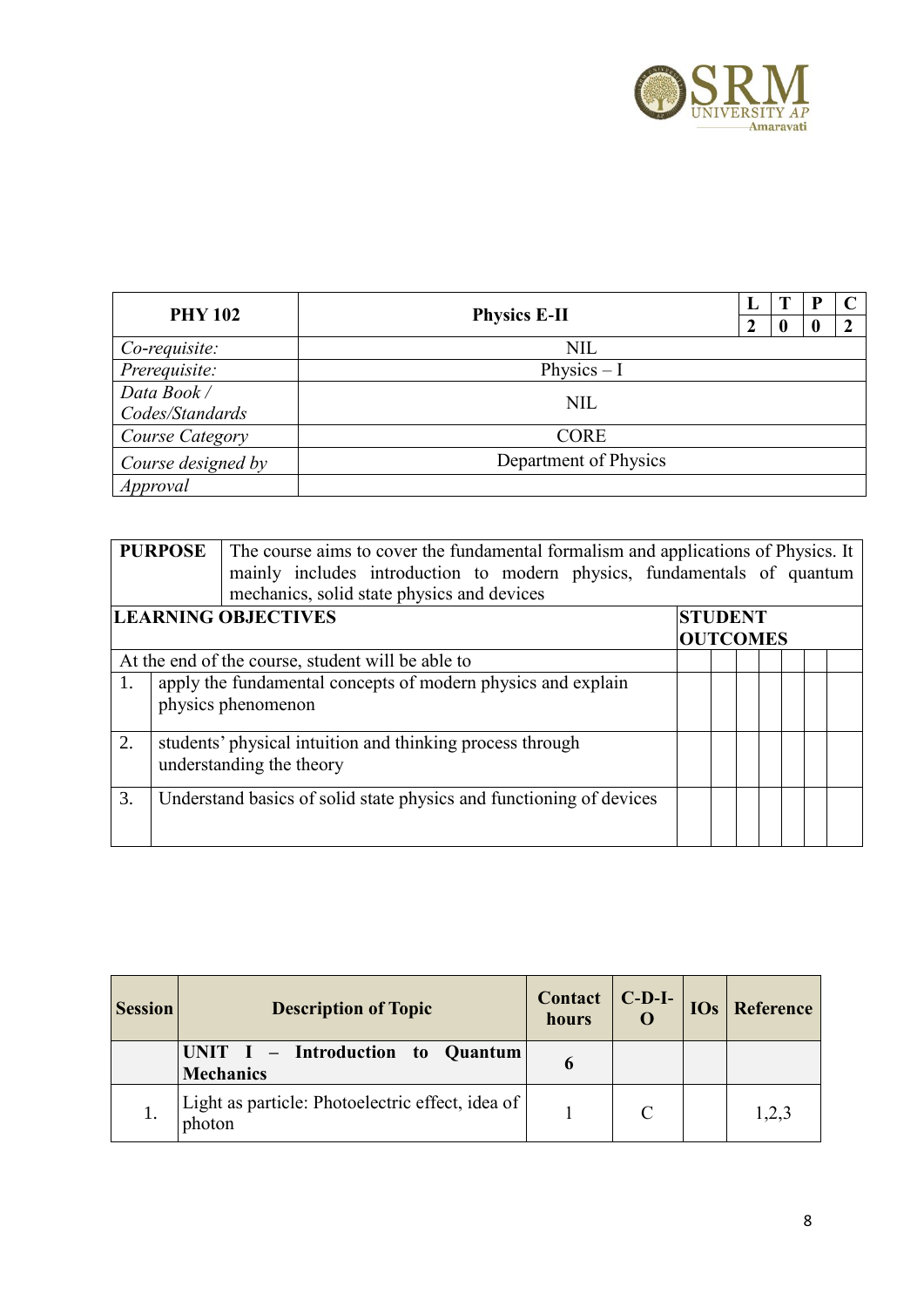| PHY 102 | Physics E-II | L | T | P | C |
|---|---|---|---|---|---|
| | | 2 | 0 | 0 | 2 |
| *Co-requisite:* | NIL | | | | |
| *Prerequisite:* | Physics – I | | | | |
| *Data Book / Codes/Standards* | NIL | | | | |
| *Course Category* | CORE | | | | |
| *Course designed by* | Department of Physics | | | | |
| *Approval* | | | | | |

| **PURPOSE** | The course aims to cover the fundamental formalism and applications of Physics. It mainly includes introduction to modern physics, fundamentals of quantum mechanics, solid state physics and devices | | | | | | | |
|---|---|---|---|---|---|---|---|---|
| **LEARNING OBJECTIVES** | | **STUDENT OUTCOMES** | | | | | | |
| At the end of the course, student will be able to | | | | | | | | |
| 1. | apply the fundamental concepts of modern physics and explain physics phenomenon | | | | | | | |
| 2. | students' physical intuition and thinking process through understanding the theory | | | | | | | |
| 3. | Understand basics of solid state physics and functioning of devices | | | | | | | |

| Session | Description of Topic | Contact hours | C-D-I-O | IOs | Reference |
|---|---|---|---|---|---|
| | **UNIT I – Introduction to Quantum Mechanics** | **6** | | | |
| 1. | Light as particle: Photoelectric effect, idea of photon | 1 | C | | 1,2,3 |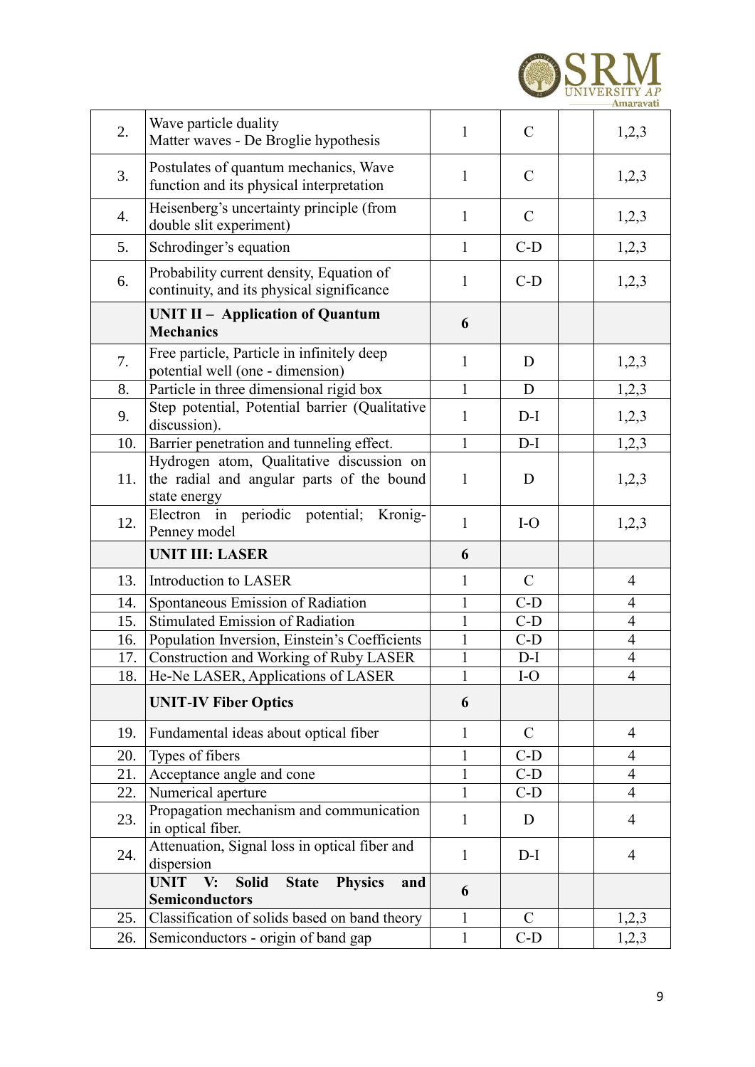| | | | | | |
|---|---|---|---|---|---|
| 2. | Wave particle duality<br>Matter waves - De Broglie hypothesis | 1 | C | | 1,2,3 |
| 3. | Postulates of quantum mechanics, Wave function and its physical interpretation | 1 | C | | 1,2,3 |
| 4. | Heisenberg's uncertainty principle (from double slit experiment) | 1 | C | | 1,2,3 |
| 5. | Schrodinger's equation | 1 | C-D | | 1,2,3 |
| 6. | Probability current density, Equation of continuity, and its physical significance | 1 | C-D | | 1,2,3 |
| | **UNIT II – Application of Quantum Mechanics** | **6** | | | |
| 7. | Free particle, Particle in infinitely deep potential well (one - dimension) | 1 | D | | 1,2,3 |
| 8. | Particle in three dimensional rigid box | 1 | D | | 1,2,3 |
| 9. | Step potential, Potential barrier (Qualitative discussion). | 1 | D-I | | 1,2,3 |
| 10. | Barrier penetration and tunneling effect. | 1 | D-I | | 1,2,3 |
| 11. | Hydrogen atom, Qualitative discussion on the radial and angular parts of the bound state energy | 1 | D | | 1,2,3 |
| 12. | Electron in periodic potential; Kronig-Penney model | 1 | I-O | | 1,2,3 |
| | **UNIT III: LASER** | **6** | | | |
| 13. | Introduction to LASER | 1 | C | | 4 |
| 14. | Spontaneous Emission of Radiation | 1 | C-D | | 4 |
| 15. | Stimulated Emission of Radiation | 1 | C-D | | 4 |
| 16. | Population Inversion, Einstein's Coefficients | 1 | C-D | | 4 |
| 17. | Construction and Working of Ruby LASER | 1 | D-I | | 4 |
| 18. | He-Ne LASER, Applications of LASER | 1 | I-O | | 4 |
| | **UNIT-IV Fiber Optics** | **6** | | | |
| 19. | Fundamental ideas about optical fiber | 1 | C | | 4 |
| 20. | Types of fibers | 1 | C-D | | 4 |
| 21. | Acceptance angle and cone | 1 | C-D | | 4 |
| 22. | Numerical aperture | 1 | C-D | | 4 |
| 23. | Propagation mechanism and communication in optical fiber. | 1 | D | | 4 |
| 24. | Attenuation, Signal loss in optical fiber and dispersion | 1 | D-I | | 4 |
| | **UNIT V: Solid State Physics and Semiconductors** | **6** | | | |
| 25. | Classification of solids based on band theory | 1 | C | | 1,2,3 |
| 26. | Semiconductors - origin of band gap | 1 | C-D | | 1,2,3 |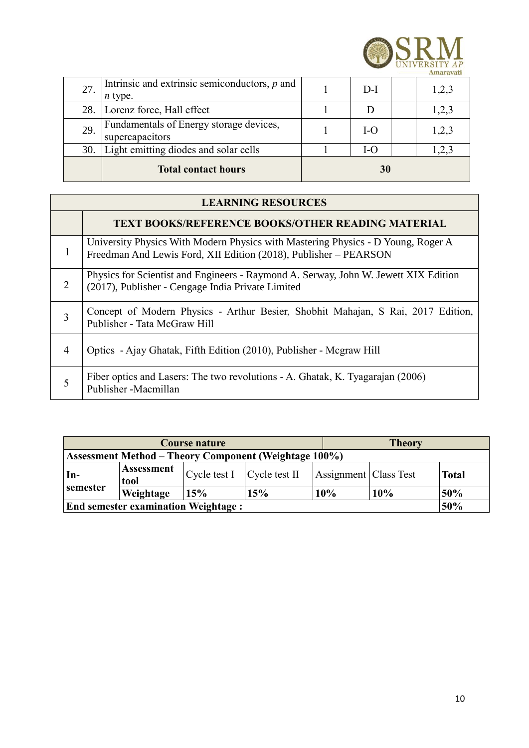| 27. | Intrinsic and extrinsic semiconductors, *p* and *n* type. | 1 | D-I | | 1,2,3 |
|---|---|---|---|---|---|
| 28. | Lorenz force, Hall effect | 1 | D | | 1,2,3 |
| 29. | Fundamentals of Energy storage devices, supercapacitors | 1 | I-O | | 1,2,3 |
| 30. | Light emitting diodes and solar cells | 1 | I-O | | 1,2,3 |
| | **Total contact hours** | **30** | | | |

| **LEARNING RESOURCES** | |
|---|---|
| | **TEXT BOOKS/REFERENCE BOOKS/OTHER READING MATERIAL** |
| 1 | University Physics With Modern Physics with Mastering Physics - D Young, Roger A Freedman And Lewis Ford, XII Edition (2018), Publisher – PEARSON |
| 2 | Physics for Scientist and Engineers - Raymond A. Serway, John W. Jewett XIX Edition (2017), Publisher - Cengage India Private Limited |
| 3 | Concept of Modern Physics - Arthur Besier, Shobhit Mahajan, S Rai, 2017 Edition, Publisher - Tata McGraw Hill |
| 4 | Optics - Ajay Ghatak, Fifth Edition (2010), Publisher - Mcgraw Hill |
| 5 | Fiber optics and Lasers: The two revolutions - A. Ghatak, K. Tyagarajan (2006) Publisher -Macmillan |

| **Course nature** | | | | **Theory** | | |
|---|---|---|---|---|---|---|
| **Assessment Method – Theory Component (Weightage 100%)** | | | | | | |
| **In-semester** | **Assessment tool** | Cycle test I | Cycle test II | Assignment | Class Test | **Total** |
| | **Weightage** | **15%** | **15%** | **10%** | **10%** | **50%** |
| **End semester examination Weightage :** | | | | | | **50%** |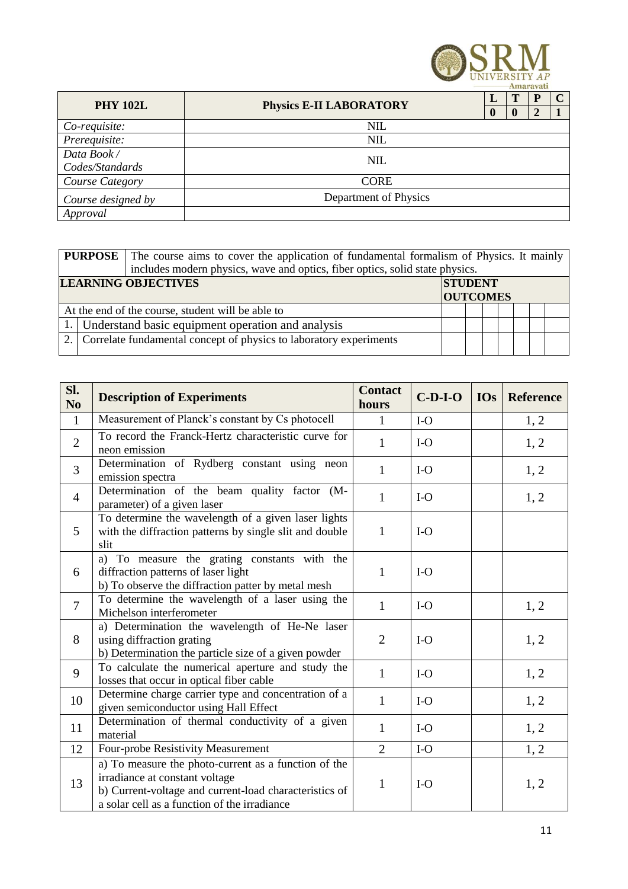| PHY 102L | Physics E-II LABORATORY | L | T | P | C |
|---|---|---|---|---|---|
| | | 0 | 0 | 2 | 1 |
| *Co-requisite:* | NIL | | | | |
| *Prerequisite:* | NIL | | | | |
| *Data Book / Codes/Standards* | NIL | | | | |
| *Course Category* | CORE | | | | |
| *Course designed by* | Department of Physics | | | | |
| *Approval* | | | | | |

| **PURPOSE** | The course aims to cover the application of fundamental formalism of Physics. It mainly includes modern physics, wave and optics, fiber optics, solid state physics. | | | | | | | |
|---|---|---|---|---|---|---|---|---|
| **LEARNING OBJECTIVES** | | **STUDENT OUTCOMES** | | | | | | |
| At the end of the course, student will be able to | | | | | | | | |
| 1. | Understand basic equipment operation and analysis | | | | | | | |
| 2. | Correlate fundamental concept of physics to laboratory experiments | | | | | | | |

| Sl. No | Description of Experiments | Contact hours | C-D-I-O | IOs | Reference |
|---|---|---|---|---|---|
| 1 | Measurement of Planck's constant by Cs photocell | 1 | I-O | | 1, 2 |
| 2 | To record the Franck-Hertz characteristic curve for neon emission | 1 | I-O | | 1, 2 |
| 3 | Determination of Rydberg constant using neon emission spectra | 1 | I-O | | 1, 2 |
| 4 | Determination of the beam quality factor (M-parameter) of a given laser | 1 | I-O | | 1, 2 |
| 5 | To determine the wavelength of a given laser lights with the diffraction patterns by single slit and double slit | 1 | I-O | | |
| 6 | a) To measure the grating constants with the diffraction patterns of laser light<br>b) To observe the diffraction patter by metal mesh | 1 | I-O | | |
| 7 | To determine the wavelength of a laser using the Michelson interferometer | 1 | I-O | | 1, 2 |
| 8 | a) Determination the wavelength of He-Ne laser using diffraction grating<br>b) Determination the particle size of a given powder | 2 | I-O | | 1, 2 |
| 9 | To calculate the numerical aperture and study the losses that occur in optical fiber cable | 1 | I-O | | 1, 2 |
| 10 | Determine charge carrier type and concentration of a given semiconductor using Hall Effect | 1 | I-O | | 1, 2 |
| 11 | Determination of thermal conductivity of a given material | 1 | I-O | | 1, 2 |
| 12 | Four-probe Resistivity Measurement | 2 | I-O | | 1, 2 |
| 13 | a) To measure the photo-current as a function of the irradiance at constant voltage<br>b) Current-voltage and current-load characteristics of a solar cell as a function of the irradiance | 1 | I-O | | 1, 2 |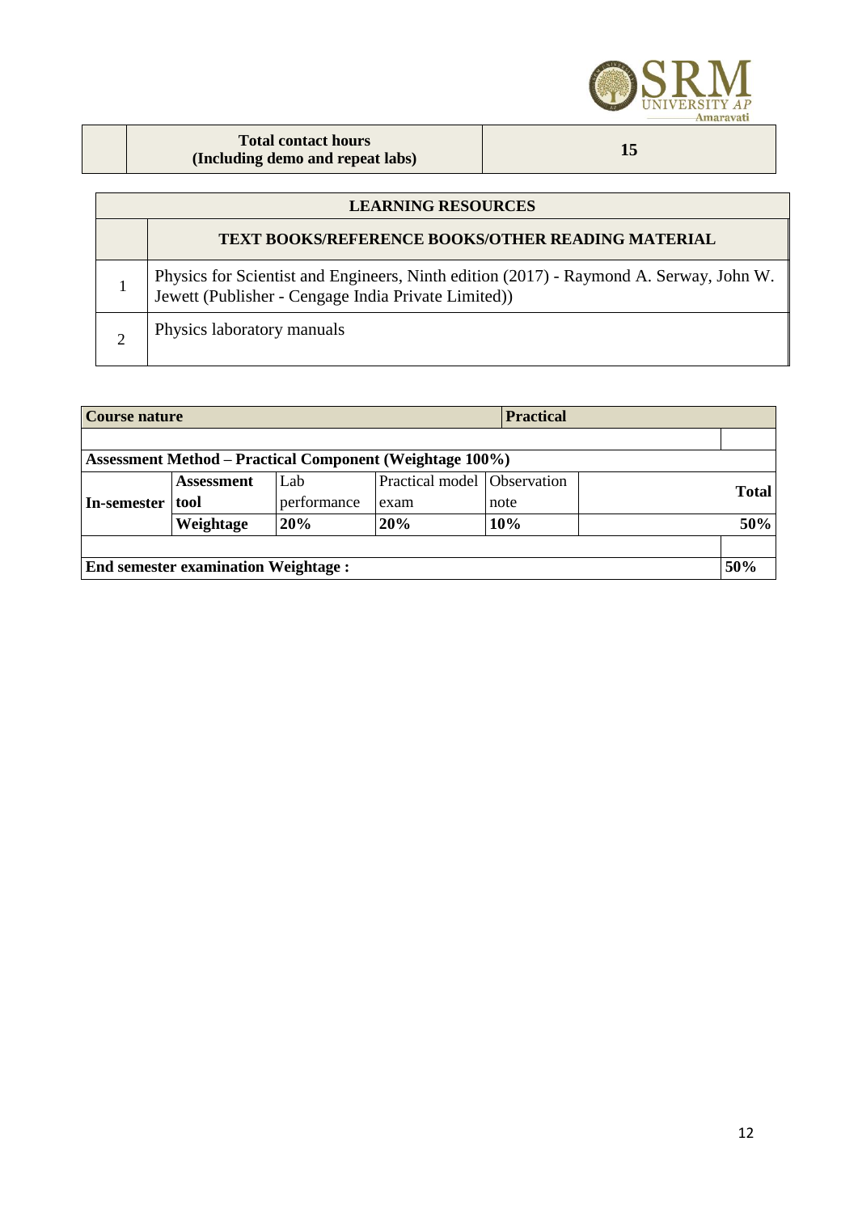| | **Total contact hours (Including demo and repeat labs)** | **15** |
|---|---|---|

| **LEARNING RESOURCES** | |
|---|---|
| | **TEXT BOOKS/REFERENCE BOOKS/OTHER READING MATERIAL** |
| 1 | Physics for Scientist and Engineers, Ninth edition (2017) - Raymond A. Serway, John W. Jewett (Publisher - Cengage India Private Limited)) |
| 2 | Physics laboratory manuals |

| **Course nature** | | | | **Practical** | | |
|---|---|---|---|---|---|---|
| | | | | | | |
| **Assessment Method – Practical Component (Weightage 100%)** | | | | | | |
| **In-semester** | **Assessment tool** | Lab performance | Practical model exam | Observation note | | **Total** |
| | **Weightage** | **20%** | **20%** | **10%** | | **50%** |
| | | | | | | |
| **End semester examination Weightage :** | | | | | | **50%** |